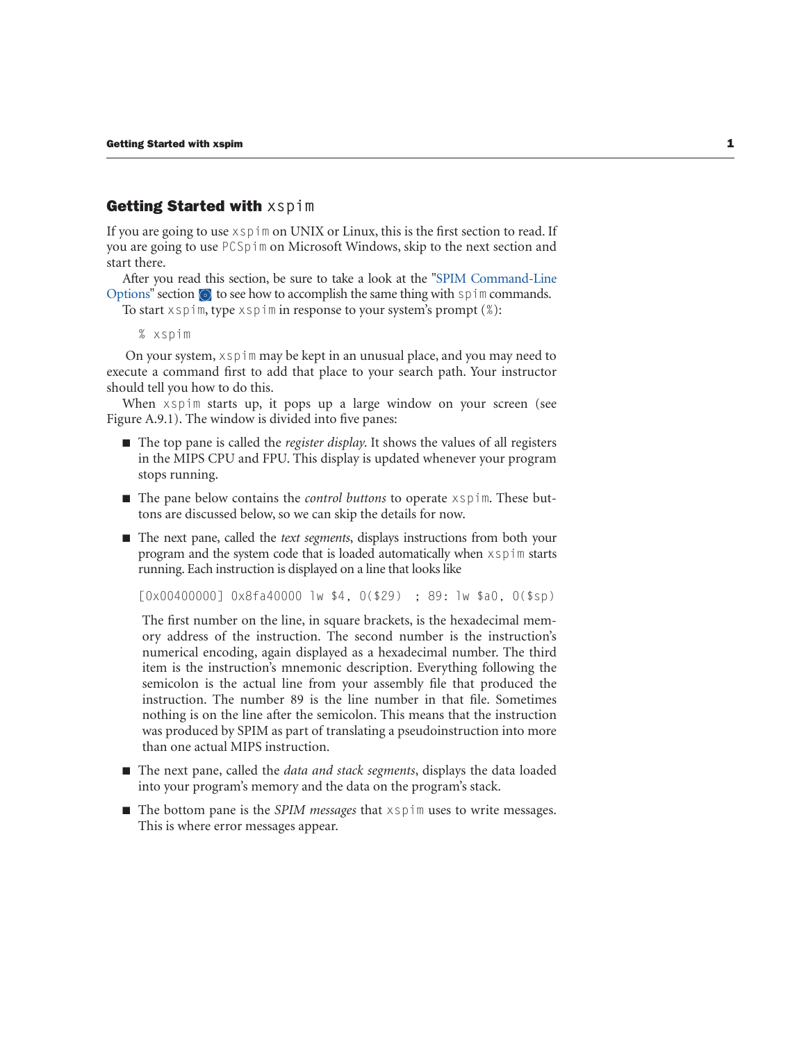## Getting Started with `xspim`

If you are going to use `xspim` on UNIX or Linux, this is the first section to read. If you are going to use `PCSpim` on Microsoft Windows, skip to the next section and start there.

After you read this section, be sure to take a look at the "SPIM Command-Line Options" section to see how to accomplish the same thing with `spim` commands.

To start `xspim`, type `xspim` in response to your system's prompt (`%`):

```
% xspim
```

On your system, `xspim` may be kept in an unusual place, and you may need to execute a command first to add that place to your search path. Your instructor should tell you how to do this.

When `xspim` starts up, it pops up a large window on your screen (see Figure A.9.1). The window is divided into five panes:

- The top pane is called the *register display*. It shows the values of all registers in the MIPS CPU and FPU. This display is updated whenever your program stops running.
- The pane below contains the *control buttons* to operate `xspim`. These buttons are discussed below, so we can skip the details for now.
- The next pane, called the *text segments*, displays instructions from both your program and the system code that is loaded automatically when `xspim` starts running. Each instruction is displayed on a line that looks like

  ```
  [0x00400000] 0x8fa40000 lw $4, 0($29)  ; 89: lw $a0, 0($sp)
  ```

  The first number on the line, in square brackets, is the hexadecimal memory address of the instruction. The second number is the instruction's numerical encoding, again displayed as a hexadecimal number. The third item is the instruction's mnemonic description. Everything following the semicolon is the actual line from your assembly file that produced the instruction. The number 89 is the line number in that file. Sometimes nothing is on the line after the semicolon. This means that the instruction was produced by SPIM as part of translating a pseudoinstruction into more than one actual MIPS instruction.
- The next pane, called the *data and stack segments*, displays the data loaded into your program's memory and the data on the program's stack.
- The bottom pane is the *SPIM messages* that `xspim` uses to write messages. This is where error messages appear.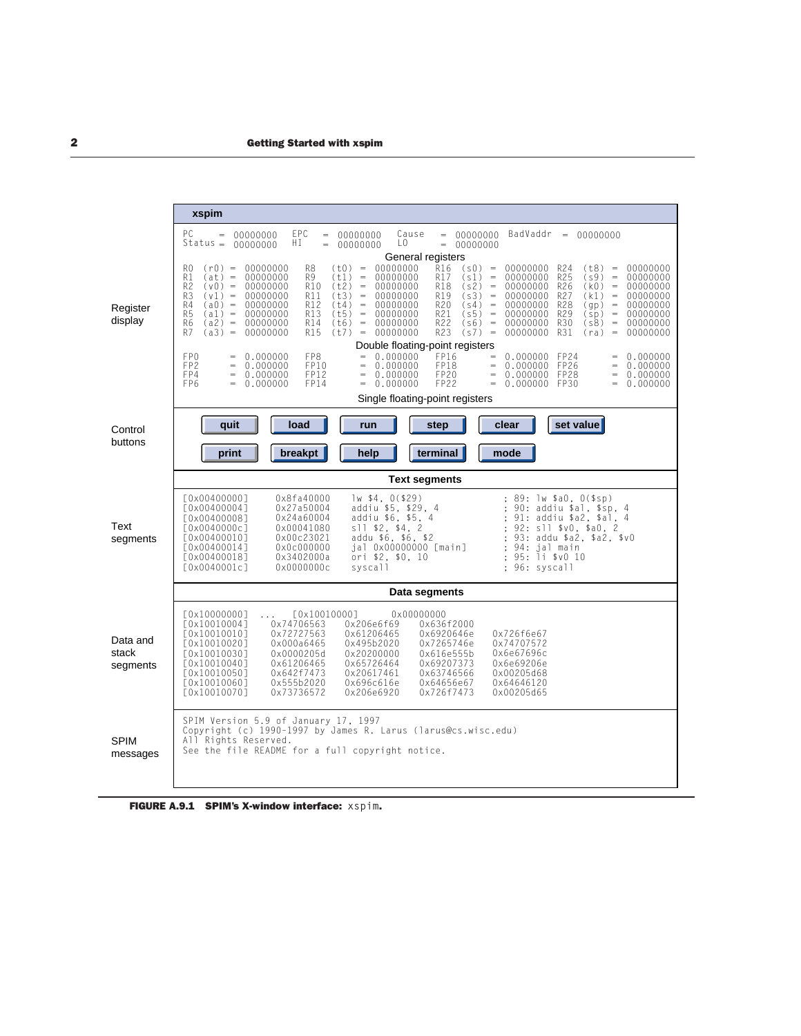**xspim**

Register display

```
PC     = 00000000   EPC   = 00000000   Cause  = 00000000   BadVaddr  = 00000000
Status = 00000000   HI    = 00000000   LO     = 00000000
                                General registers
R0  (r0) = 00000000  R8  (t0) = 00000000  R16 (s0) = 00000000  R24 (t8) = 00000000
R1  (at) = 00000000  R9  (t1) = 00000000  R17 (s1) = 00000000  R25 (s9) = 00000000
R2  (v0) = 00000000  R10 (t2) = 00000000  R18 (s2) = 00000000  R26 (k0) = 00000000
R3  (v1) = 00000000  R11 (t3) = 00000000  R19 (s3) = 00000000  R27 (k1) = 00000000
R4  (a0) = 00000000  R12 (t4) = 00000000  R20 (s4) = 00000000  R28 (gp) = 00000000
R5  (a1) = 00000000  R13 (t5) = 00000000  R21 (s5) = 00000000  R29 (sp) = 00000000
R6  (a2) = 00000000  R14 (t6) = 00000000  R22 (s6) = 00000000  R30 (s8) = 00000000
R7  (a3) = 00000000  R15 (t7) = 00000000  R23 (s7) = 00000000  R31 (ra) = 00000000
                          Double floating-point registers
FP0      = 0.000000  FP8      = 0.000000  FP16     = 0.000000  FP24     = 0.000000
FP2      = 0.000000  FP10     = 0.000000  FP18     = 0.000000  FP26     = 0.000000
FP4      = 0.000000  FP12     = 0.000000  FP20     = 0.000000  FP28     = 0.000000
FP6      = 0.000000  FP14     = 0.000000  FP22     = 0.000000  FP30     = 0.000000
                          Single floating-point registers
```

Control buttons

| quit | load | run | step | clear | set value |
|---|---|---|---|---|---|
| print | breakpt | help | terminal | mode | |

Text segments

```
                                   Text segments
[0x00400000]    0x8fa40000    lw $4, 0($29)          ; 89: lw $a0, 0($sp)
[0x00400004]    0x27a50004    addiu $5, $29, 4       ; 90: addiu $a1, $sp, 4
[0x00400008]    0x24a60004    addiu $6, $5, 4        ; 91: addiu $a2, $a1, 4
[0x0040000c]    0x00041080    sll $2, $4, 2          ; 92: sll $v0, $a0, 2
[0x00400010]    0x00c23021    addu $6, $6, $2        ; 93: addu $a2, $a2, $v0
[0x00400014]    0x0c000000    jal 0x00000000 [main]  ; 94: jal main
[0x00400018]    0x3402000a    ori $2, $0, 10         ; 95: li $v0 10
[0x0040001c]    0x0000000c    syscall                ; 96: syscall
```

Data and stack segments

```
                                   Data segments
[0x10000000] ...  [0x10010000]     0x00000000
[0x10010004]    0x74706563    0x206e6f69    0x636f2000
[0x10010010]    0x72727563    0x61206465    0x6920646e    0x726f6e67
[0x10010020]    0x000a6465    0x495b2020    0x7265746e    0x74707572
[0x10010030]    0x0000205d    0x20200000    0x616e555b    0x6e67696c
[0x10010040]    0x61206465    0x65726464    0x69207373    0x6e69206e
[0x10010050]    0x642f7473    0x20617461    0x63746566    0x00205d68
[0x10010060]    0x555b2020    0x696c616e    0x64656e67    0x64646120
[0x10010070]    0x73736572    0x206e6920    0x726f7473    0x00205d65
```

SPIM messages

```
SPIM Version 5.9 of January 17, 1997
Copyright (c) 1990-1997 by James R. Larus (larus@cs.wisc.edu)
All Rights Reserved.
See the file README for a full copyright notice.
```

**FIGURE A.9.1 SPIM's X-window interface:** xspim.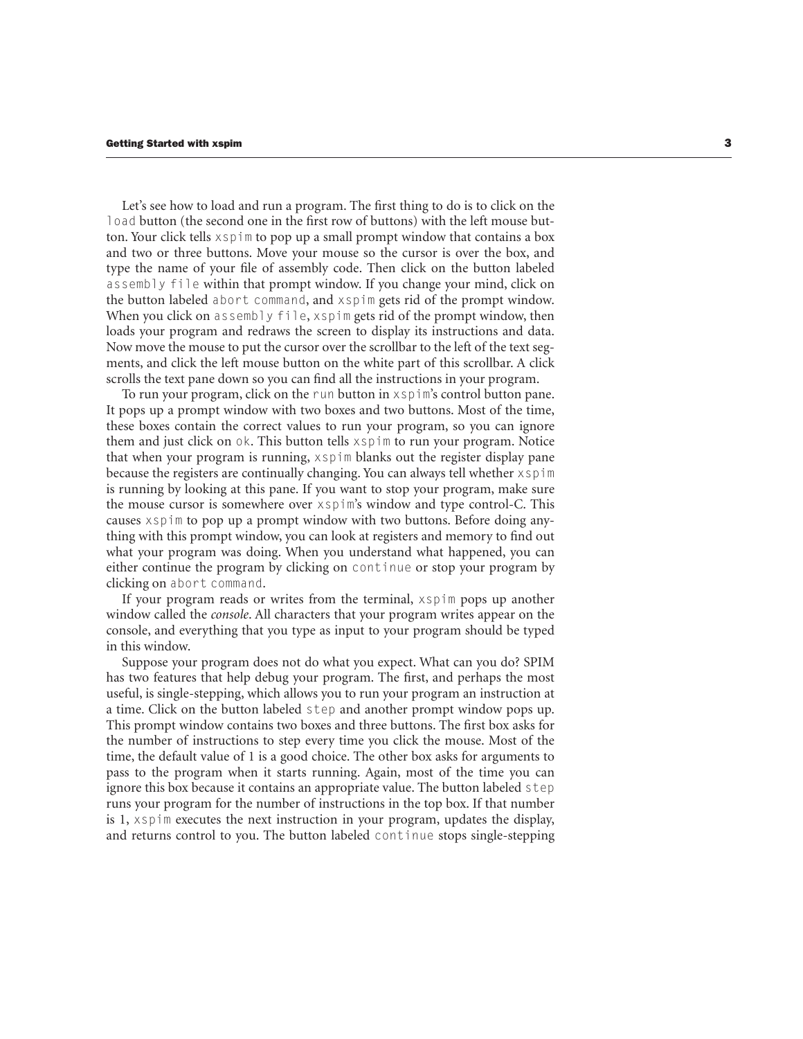Let's see how to load and run a program. The first thing to do is to click on the `load` button (the second one in the first row of buttons) with the left mouse button. Your click tells `xspim` to pop up a small prompt window that contains a box and two or three buttons. Move your mouse so the cursor is over the box, and type the name of your file of assembly code. Then click on the button labeled `assembly file` within that prompt window. If you change your mind, click on the button labeled `abort command`, and `xspim` gets rid of the prompt window. When you click on `assembly file`, `xspim` gets rid of the prompt window, then loads your program and redraws the screen to display its instructions and data. Now move the mouse to put the cursor over the scrollbar to the left of the text segments, and click the left mouse button on the white part of this scrollbar. A click scrolls the text pane down so you can find all the instructions in your program.

To run your program, click on the `run` button in `xspim`'s control button pane. It pops up a prompt window with two boxes and two buttons. Most of the time, these boxes contain the correct values to run your program, so you can ignore them and just click on `ok`. This button tells `xspim` to run your program. Notice that when your program is running, `xspim` blanks out the register display pane because the registers are continually changing. You can always tell whether `xspim` is running by looking at this pane. If you want to stop your program, make sure the mouse cursor is somewhere over `xspim`'s window and type control-C. This causes `xspim` to pop up a prompt window with two buttons. Before doing anything with this prompt window, you can look at registers and memory to find out what your program was doing. When you understand what happened, you can either continue the program by clicking on `continue` or stop your program by clicking on `abort command`.

If your program reads or writes from the terminal, `xspim` pops up another window called the *console*. All characters that your program writes appear on the console, and everything that you type as input to your program should be typed in this window.

Suppose your program does not do what you expect. What can you do? SPIM has two features that help debug your program. The first, and perhaps the most useful, is single-stepping, which allows you to run your program an instruction at a time. Click on the button labeled `step` and another prompt window pops up. This prompt window contains two boxes and three buttons. The first box asks for the number of instructions to step every time you click the mouse. Most of the time, the default value of 1 is a good choice. The other box asks for arguments to pass to the program when it starts running. Again, most of the time you can ignore this box because it contains an appropriate value. The button labeled `step` runs your program for the number of instructions in the top box. If that number is 1, `xspim` executes the next instruction in your program, updates the display, and returns control to you. The button labeled `continue` stops single-stepping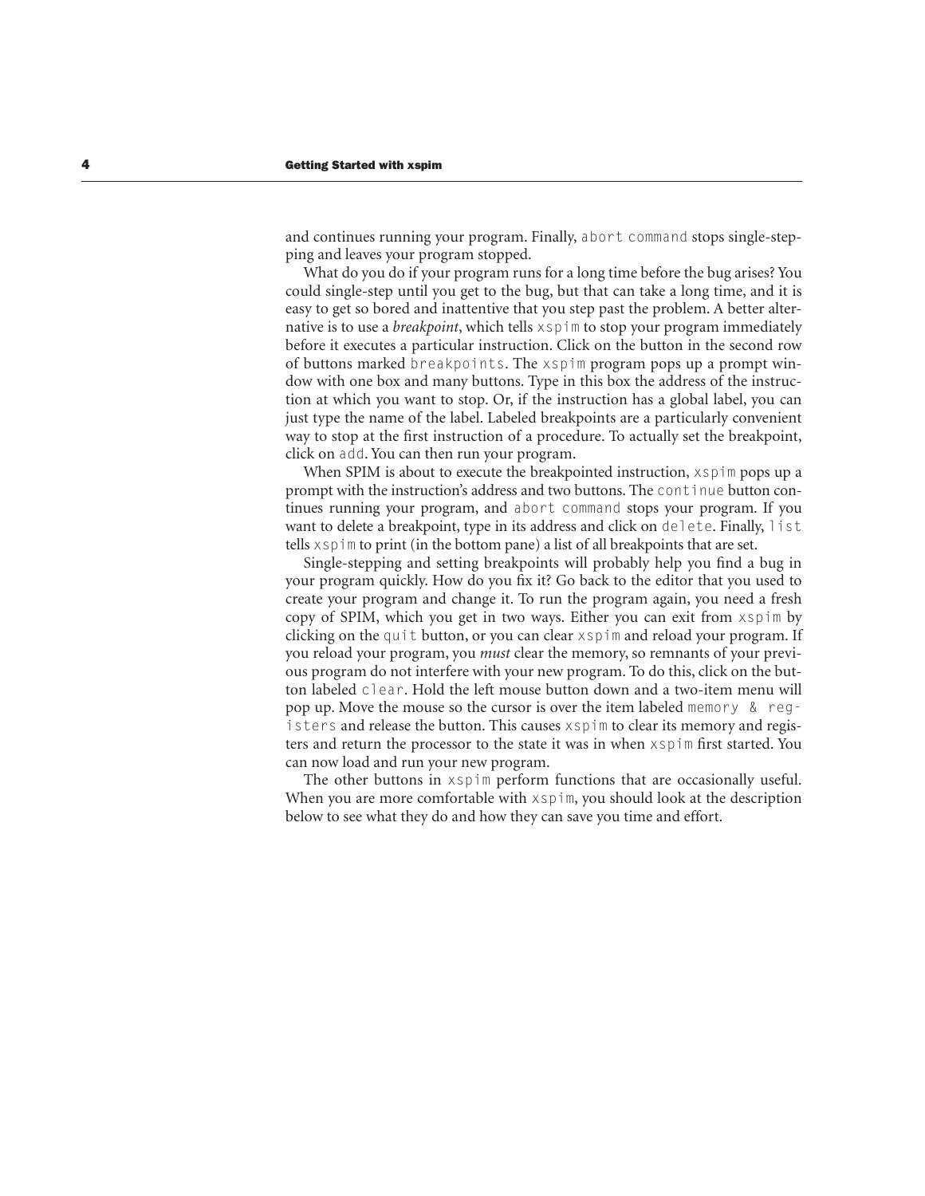and continues running your program. Finally, `abort command` stops single-stepping and leaves your program stopped.

What do you do if your program runs for a long time before the bug arises? You could single-step until you get to the bug, but that can take a long time, and it is easy to get so bored and inattentive that you step past the problem. A better alternative is to use a *breakpoint*, which tells `xspim` to stop your program immediately before it executes a particular instruction. Click on the button in the second row of buttons marked `breakpoints`. The `xspim` program pops up a prompt window with one box and many buttons. Type in this box the address of the instruction at which you want to stop. Or, if the instruction has a global label, you can just type the name of the label. Labeled breakpoints are a particularly convenient way to stop at the first instruction of a procedure. To actually set the breakpoint, click on `add`. You can then run your program.

When SPIM is about to execute the breakpointed instruction, `xspim` pops up a prompt with the instruction's address and two buttons. The `continue` button continues running your program, and `abort command` stops your program. If you want to delete a breakpoint, type in its address and click on `delete`. Finally, `list` tells `xspim` to print (in the bottom pane) a list of all breakpoints that are set.

Single-stepping and setting breakpoints will probably help you find a bug in your program quickly. How do you fix it? Go back to the editor that you used to create your program and change it. To run the program again, you need a fresh copy of SPIM, which you get in two ways. Either you can exit from `xspim` by clicking on the `quit` button, or you can clear `xspim` and reload your program. If you reload your program, you *must* clear the memory, so remnants of your previous program do not interfere with your new program. To do this, click on the button labeled `clear`. Hold the left mouse button down and a two-item menu will pop up. Move the mouse so the cursor is over the item labeled `memory & registers` and release the button. This causes `xspim` to clear its memory and registers and return the processor to the state it was in when `xspim` first started. You can now load and run your new program.

The other buttons in `xspim` perform functions that are occasionally useful. When you are more comfortable with `xspim`, you should look at the description below to see what they do and how they can save you time and effort.